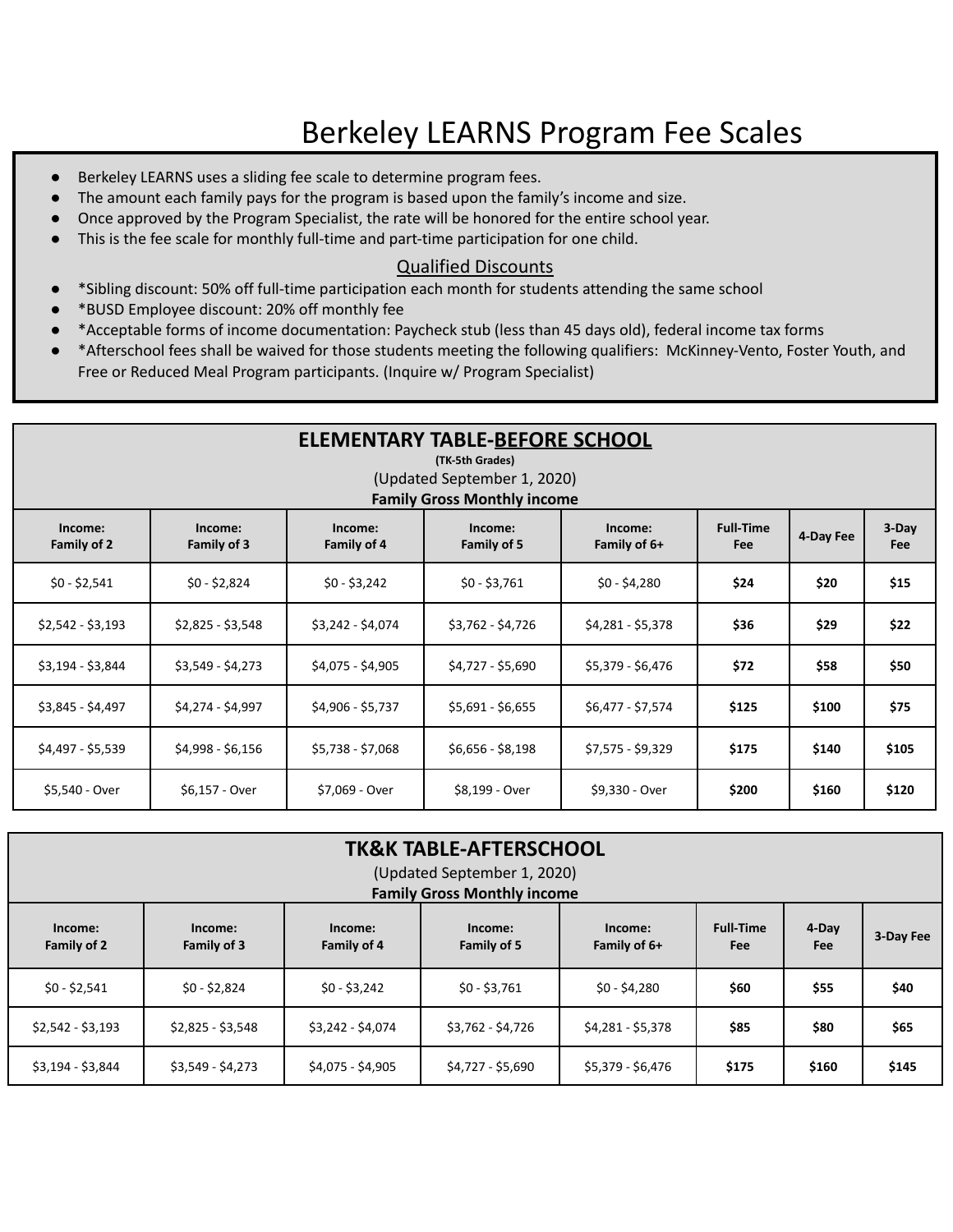# Berkeley LEARNS Program Fee Scales

- Berkeley LEARNS uses a sliding fee scale to determine program fees.
- The amount each family pays for the program is based upon the family's income and size.
- Once approved by the Program Specialist, the rate will be honored for the entire school year.
- This is the fee scale for monthly full-time and part-time participation for one child.

## Qualified Discounts

- *Sibling discount: 50% off full-time participation each month for students attending the same school
- *BUSD Employee discount: 20% off monthly fee
- *Acceptable forms of income documentation: Paycheck stub (less than 45 days old), federal income tax forms
- *Afterschool fees shall be waived for those students meeting the following qualifiers: McKinney-Vento, Foster Youth, and Free or Reduced Meal Program participants. (Inquire w/ Program Specialist)

## ELEMENTARY TABLE-BEFORE SCHOOL

**(TK-5th Grades)**

(Updated September 1, 2020)

**Family Gross Monthly income**

| Income: Family of 2 | Income: Family of 3 | Income: Family of 4 | Income: Family of 5 | Income: Family of 6+ | Full-Time Fee | 4-Day Fee | 3-Day Fee |
|---|---|---|---|---|---|---|---|
| $0 - $2,541 | $0 - $2,824 | $0 - $3,242 | $0 - $3,761 | $0 - $4,280 | **$24** | **$20** | **$15** |
| $2,542 - $3,193 | $2,825 - $3,548 | $3,242 - $4,074 | $3,762 - $4,726 | $4,281 - $5,378 | **$36** | **$29** | **$22** |
| $3,194 - $3,844 | $3,549 - $4,273 | $4,075 - $4,905 | $4,727 - $5,690 | $5,379 - $6,476 | **$72** | **$58** | **$50** |
| $3,845 - $4,497 | $4,274 - $4,997 | $4,906 - $5,737 | $5,691 - $6,655 | $6,477 - $7,574 | **$125** | **$100** | **$75** |
| $4,497 - $5,539 | $4,998 - $6,156 | $5,738 - $7,068 | $6,656 - $8,198 | $7,575 - $9,329 | **$175** | **$140** | **$105** |
| $5,540 - Over | $6,157 - Over | $7,069 - Over | $8,199 - Over | $9,330 - Over | **$200** | **$160** | **$120** |

## TK&K TABLE-AFTERSCHOOL

(Updated September 1, 2020)

**Family Gross Monthly income**

| Income: Family of 2 | Income: Family of 3 | Income: Family of 4 | Income: Family of 5 | Income: Family of 6+ | Full-Time Fee | 4-Day Fee | 3-Day Fee |
|---|---|---|---|---|---|---|---|
| $0 - $2,541 | $0 - $2,824 | $0 - $3,242 | $0 - $3,761 | $0 - $4,280 | **$60** | **$55** | **$40** |
| $2,542 - $3,193 | $2,825 - $3,548 | $3,242 - $4,074 | $3,762 - $4,726 | $4,281 - $5,378 | **$85** | **$80** | **$65** |
| $3,194 - $3,844 | $3,549 - $4,273 | $4,075 - $4,905 | $4,727 - $5,690 | $5,379 - $6,476 | **$175** | **$160** | **$145** |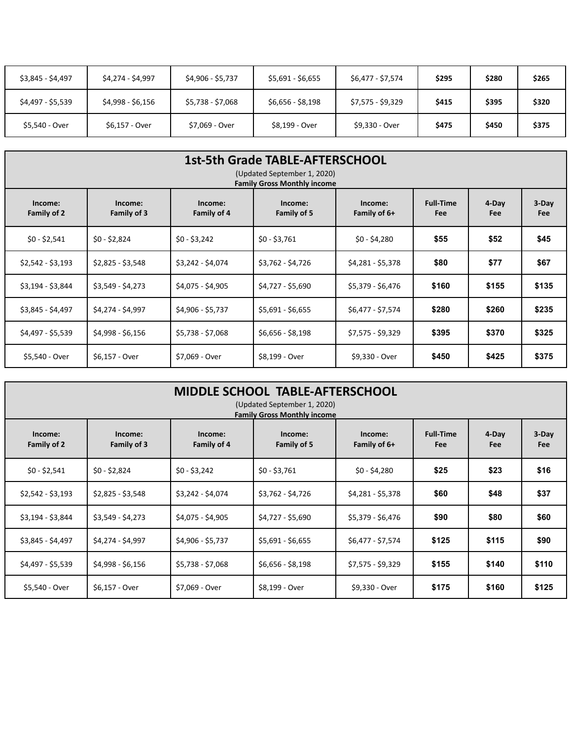| | | | | | | | |
|---|---|---|---|---|---|---|---|
| $3,845 - $4,497 | $4,274 - $4,997 | $4,906 - $5,737 | $5,691 - $6,655 | $6,477 - $7,574 | **$295** | **$280** | **$265** |
| $4,497 - $5,539 | $4,998 - $6,156 | $5,738 - $7,068 | $6,656 - $8,198 | $7,575 - $9,329 | **$415** | **$395** | **$320** |
| $5,540 - Over | $6,157 - Over | $7,069 - Over | $8,199 - Over | $9,330 - Over | **$475** | **$450** | **$375** |

## 1st-5th Grade TABLE-AFTERSCHOOL

(Updated September 1, 2020)

**Family Gross Monthly income**

| Income: Family of 2 | Income: Family of 3 | Income: Family of 4 | Income: Family of 5 | Income: Family of 6+ | Full-Time Fee | 4-Day Fee | 3-Day Fee |
|---|---|---|---|---|---|---|---|
| $0 - $2,541 | $0 - $2,824 | $0 - $3,242 | $0 - $3,761 | $0 - $4,280 | **$55** | **$52** | **$45** |
| $2,542 - $3,193 | $2,825 - $3,548 | $3,242 - $4,074 | $3,762 - $4,726 | $4,281 - $5,378 | **$80** | **$77** | **$67** |
| $3,194 - $3,844 | $3,549 - $4,273 | $4,075 - $4,905 | $4,727 - $5,690 | $5,379 - $6,476 | **$160** | **$155** | **$135** |
| $3,845 - $4,497 | $4,274 - $4,997 | $4,906 - $5,737 | $5,691 - $6,655 | $6,477 - $7,574 | **$280** | **$260** | **$235** |
| $4,497 - $5,539 | $4,998 - $6,156 | $5,738 - $7,068 | $6,656 - $8,198 | $7,575 - $9,329 | **$395** | **$370** | **$325** |
| $5,540 - Over | $6,157 - Over | $7,069 - Over | $8,199 - Over | $9,330 - Over | **$450** | **$425** | **$375** |

## MIDDLE SCHOOL TABLE-AFTERSCHOOL

(Updated September 1, 2020)

**Family Gross Monthly income**

| Income: Family of 2 | Income: Family of 3 | Income: Family of 4 | Income: Family of 5 | Income: Family of 6+ | Full-Time Fee | 4-Day Fee | 3-Day Fee |
|---|---|---|---|---|---|---|---|
| $0 - $2,541 | $0 - $2,824 | $0 - $3,242 | $0 - $3,761 | $0 - $4,280 | **$25** | **$23** | **$16** |
| $2,542 - $3,193 | $2,825 - $3,548 | $3,242 - $4,074 | $3,762 - $4,726 | $4,281 - $5,378 | **$60** | **$48** | **$37** |
| $3,194 - $3,844 | $3,549 - $4,273 | $4,075 - $4,905 | $4,727 - $5,690 | $5,379 - $6,476 | **$90** | **$80** | **$60** |
| $3,845 - $4,497 | $4,274 - $4,997 | $4,906 - $5,737 | $5,691 - $6,655 | $6,477 - $7,574 | **$125** | **$115** | **$90** |
| $4,497 - $5,539 | $4,998 - $6,156 | $5,738 - $7,068 | $6,656 - $8,198 | $7,575 - $9,329 | **$155** | **$140** | **$110** |
| $5,540 - Over | $6,157 - Over | $7,069 - Over | $8,199 - Over | $9,330 - Over | **$175** | **$160** | **$125** |